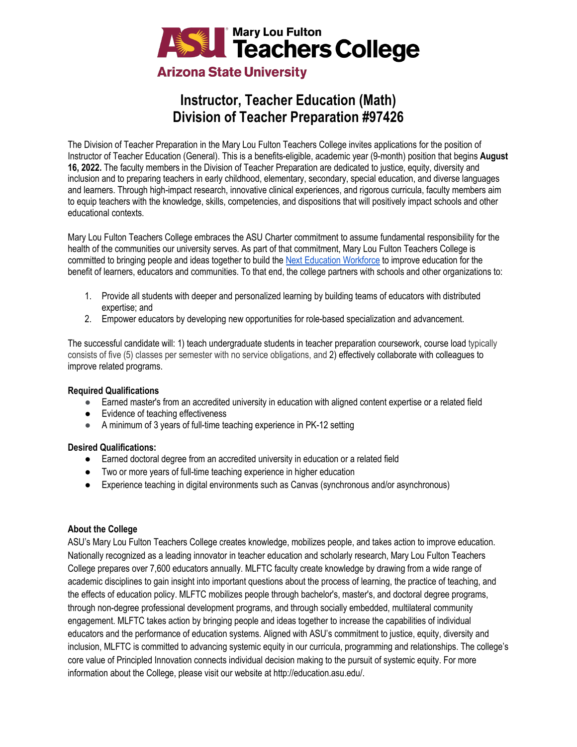Mary Lou Fulton Teachers College

Arizona State University

# Instructor, Teacher Education (Math)
# Division of Teacher Preparation #97426

The Division of Teacher Preparation in the Mary Lou Fulton Teachers College invites applications for the position of Instructor of Teacher Education (General). This is a benefits-eligible, academic year (9-month) position that begins **August 16, 2022.** The faculty members in the Division of Teacher Preparation are dedicated to justice, equity, diversity and inclusion and to preparing teachers in early childhood, elementary, secondary, special education, and diverse languages and learners. Through high-impact research, innovative clinical experiences, and rigorous curricula, faculty members aim to equip teachers with the knowledge, skills, competencies, and dispositions that will positively impact schools and other educational contexts.

Mary Lou Fulton Teachers College embraces the ASU Charter commitment to assume fundamental responsibility for the health of the communities our university serves. As part of that commitment, Mary Lou Fulton Teachers College is committed to bringing people and ideas together to build the Next Education Workforce to improve education for the benefit of learners, educators and communities. To that end, the college partners with schools and other organizations to:

1. Provide all students with deeper and personalized learning by building teams of educators with distributed expertise; and
2. Empower educators by developing new opportunities for role-based specialization and advancement.

The successful candidate will: 1) teach undergraduate students in teacher preparation coursework, course load typically consists of five (5) classes per semester with no service obligations, and 2) effectively collaborate with colleagues to improve related programs.

**Required Qualifications**

- Earned master's from an accredited university in education with aligned content expertise or a related field
- Evidence of teaching effectiveness
- A minimum of 3 years of full-time teaching experience in PK-12 setting

**Desired Qualifications:**

- Earned doctoral degree from an accredited university in education or a related field
- Two or more years of full-time teaching experience in higher education
- Experience teaching in digital environments such as Canvas (synchronous and/or asynchronous)

**About the College**

ASU's Mary Lou Fulton Teachers College creates knowledge, mobilizes people, and takes action to improve education. Nationally recognized as a leading innovator in teacher education and scholarly research, Mary Lou Fulton Teachers College prepares over 7,600 educators annually. MLFTC faculty create knowledge by drawing from a wide range of academic disciplines to gain insight into important questions about the process of learning, the practice of teaching, and the effects of education policy. MLFTC mobilizes people through bachelor's, master's, and doctoral degree programs, through non-degree professional development programs, and through socially embedded, multilateral community engagement. MLFTC takes action by bringing people and ideas together to increase the capabilities of individual educators and the performance of education systems. Aligned with ASU's commitment to justice, equity, diversity and inclusion, MLFTC is committed to advancing systemic equity in our curricula, programming and relationships. The college's core value of Principled Innovation connects individual decision making to the pursuit of systemic equity. For more information about the College, please visit our website at http://education.asu.edu/.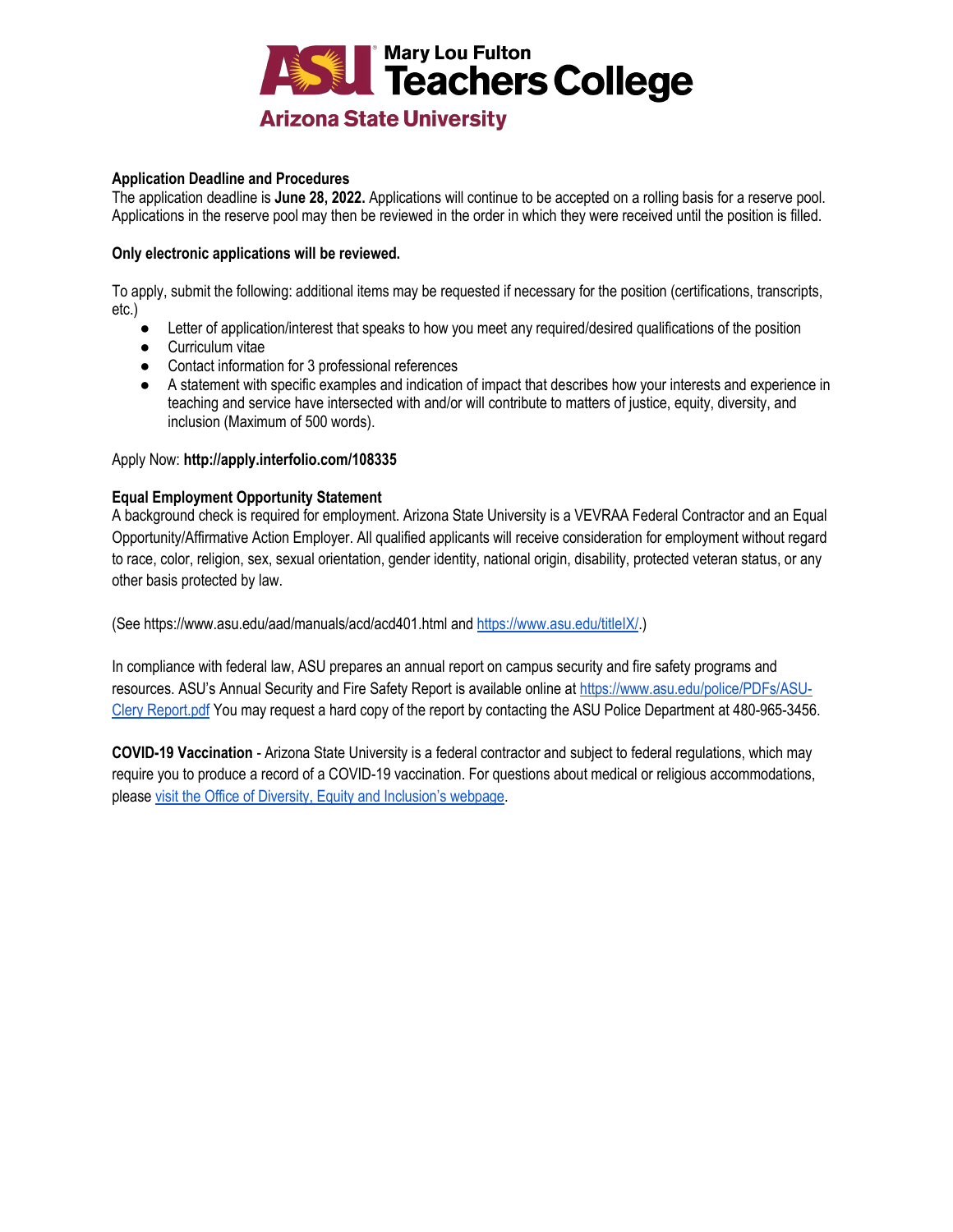**Application Deadline and Procedures**
The application deadline is **June 28, 2022.** Applications will continue to be accepted on a rolling basis for a reserve pool. Applications in the reserve pool may then be reviewed in the order in which they were received until the position is filled.

**Only electronic applications will be reviewed.**

To apply, submit the following: additional items may be requested if necessary for the position (certifications, transcripts, etc.)

- Letter of application/interest that speaks to how you meet any required/desired qualifications of the position
- Curriculum vitae
- Contact information for 3 professional references
- A statement with specific examples and indication of impact that describes how your interests and experience in teaching and service have intersected with and/or will contribute to matters of justice, equity, diversity, and inclusion (Maximum of 500 words).

Apply Now: **http://apply.interfolio.com/108335**

**Equal Employment Opportunity Statement**
A background check is required for employment. Arizona State University is a VEVRAA Federal Contractor and an Equal Opportunity/Affirmative Action Employer. All qualified applicants will receive consideration for employment without regard to race, color, religion, sex, sexual orientation, gender identity, national origin, disability, protected veteran status, or any other basis protected by law.

(See https://www.asu.edu/aad/manuals/acd/acd401.html and https://www.asu.edu/titleIX/.)

In compliance with federal law, ASU prepares an annual report on campus security and fire safety programs and resources. ASU's Annual Security and Fire Safety Report is available online at https://www.asu.edu/police/PDFs/ASU-Clery Report.pdf You may request a hard copy of the report by contacting the ASU Police Department at 480-965-3456.

**COVID-19 Vaccination** - Arizona State University is a federal contractor and subject to federal regulations, which may require you to produce a record of a COVID-19 vaccination. For questions about medical or religious accommodations, please visit the Office of Diversity, Equity and Inclusion's webpage.